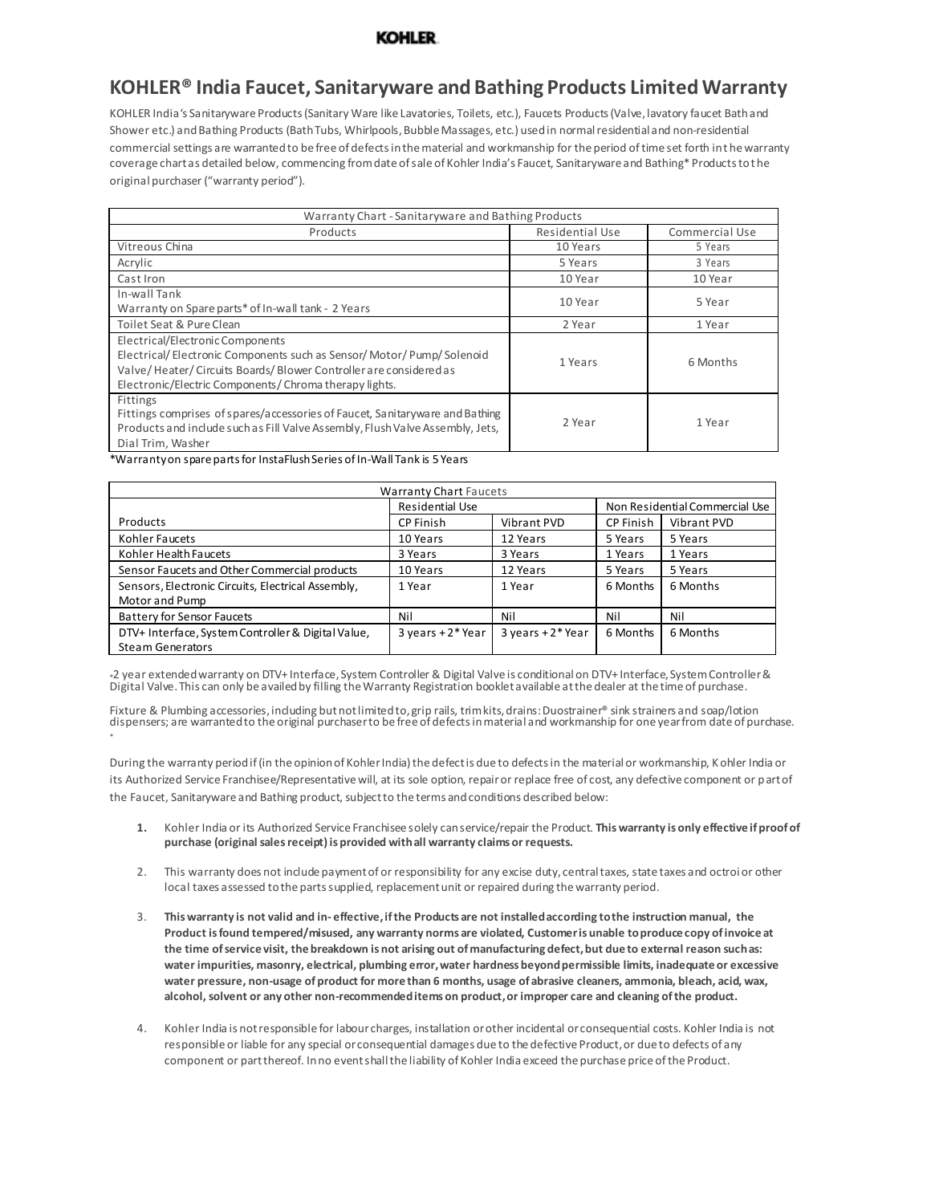# KOHLER® India Faucet, Sanitaryware and Bathing Products Limited Warranty

KOHLER India's Sanitaryware Products (Sanitary Ware like Lavatories, Toilets, etc.), Faucets Products (Valve, lavatory faucet Bath and Shower etc.) and Bathing Products (Bath Tubs, Whirlpools, Bubble Massages, etc.) used in normal residential and non-residential commercial settings are warranted to be free of defects in the material and workmanship for the period of time set forth in the warranty coverage chart as detailed below, commencing from date of sale of Kohler India's Faucet, Sanitaryware and Bathing* Products to the original purchaser ("warranty period").

| Warranty Chart - Sanitaryware and Bathing Products | | |
|---|---|---|
| Products | Residential Use | Commercial Use |
| Vitreous China | 10 Years | 5 Years |
| Acrylic | 5 Years | 3 Years |
| Cast Iron | 10 Year | 10 Year |
| In-wall Tank<br>Warranty on Spare parts* of In-wall tank - 2 Years | 10 Year | 5 Year |
| Toilet Seat & Pure Clean | 2 Year | 1 Year |
| Electrical/Electronic Components<br>Electrical/ Electronic Components such as Sensor/ Motor/ Pump/ Solenoid Valve/ Heater/ Circuits Boards/ Blower Controller are considered as Electronic/Electric Components/ Chroma therapy lights. | 1 Years | 6 Months |
| Fittings<br>Fittings comprises of spares/accessories of Faucet, Sanitaryware and Bathing Products and include such as Fill Valve Assembly, Flush Valve Assembly, Jets, Dial Trim, Washer | 2 Year | 1 Year |

*Warranty on spare parts for InstaFlush Series of In-Wall Tank is 5 Years

| Warranty Chart Faucets | | | | |
|---|---|---|---|---|
| | Residential Use | | Non Residential Commercial Use | |
| Products | CP Finish | Vibrant PVD | CP Finish | Vibrant PVD |
| Kohler Faucets | 10 Years | 12 Years | 5 Years | 5 Years |
| Kohler Health Faucets | 3 Years | 3 Years | 1 Years | 1 Years |
| Sensor Faucets and Other Commercial products | 10 Years | 12 Years | 5 Years | 5 Years |
| Sensors, Electronic Circuits, Electrical Assembly, Motor and Pump | 1 Year | 1 Year | 6 Months | 6 Months |
| Battery for Sensor Faucets | Nil | Nil | Nil | Nil |
| DTV+ Interface, System Controller & Digital Value, Steam Generators | 3 years + 2* Year | 3 years + 2* Year | 6 Months | 6 Months |

*2 year extended warranty on DTV+ Interface, System Controller & Digital Valve is conditional on DTV+ Interface, System Controller & Digital Valve. This can only be availed by filling the Warranty Registration booklet available at the dealer at the time of purchase.

Fixture & Plumbing accessories, including but not limited to, grip rails, trim kits, drains: Duostrainer® sink strainers and soap/lotion dispensers; are warranted to the original purchaser to be free of defects in material and workmanship for one year from date of purchase. *

During the warranty period if (in the opinion of Kohler India) the defect is due to defects in the material or workmanship, Kohler India or its Authorized Service Franchisee/Representative will, at its sole option, repair or replace free of cost, any defective component or part of the Faucet, Sanitaryware and Bathing product, subject to the terms and conditions described below:

1. Kohler India or its Authorized Service Franchisee solely can service/repair the Product. **This warranty is only effective if proof of purchase (original sales receipt) is provided with all warranty claims or requests.**

2. This warranty does not include payment of or responsibility for any excise duty, central taxes, state taxes and octroi or other local taxes assessed to the parts supplied, replacement unit or repaired during the warranty period.

3. **This warranty is not valid and in- effective, if the Products are not installed according to the instruction manual, the Product is found tempered/misused, any warranty norms are violated, Customer is unable to produce copy of invoice at the time of service visit, the breakdown is not arising out of manufacturing defect, but due to external reason such as: water impurities, masonry, electrical, plumbing error, water hardness beyond permissible limits, inadequate or excessive water pressure, non-usage of product for more than 6 months, usage of abrasive cleaners, ammonia, bleach, acid, wax, alcohol, solvent or any other non-recommended items on product, or improper care and cleaning of the product.**

4. Kohler India is not responsible for labour charges, installation or other incidental or consequential costs. Kohler India is not responsible or liable for any special or consequential damages due to the defective Product, or due to defects of any component or part thereof. In no event shall the liability of Kohler India exceed the purchase price of the Product.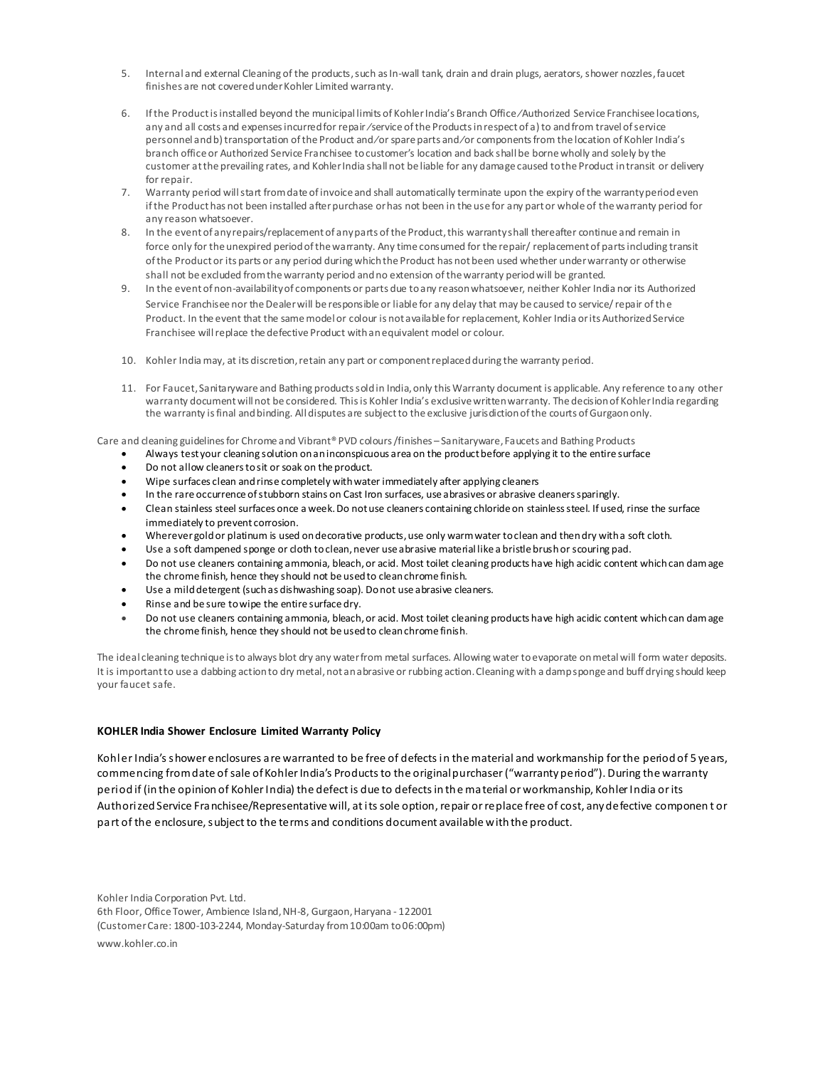5. Internal and external Cleaning of the products, such as In-wall tank, drain and drain plugs, aerators, shower nozzles, faucet finishes are not covered under Kohler Limited warranty.

6. If the Product is installed beyond the municipal limits of Kohler India's Branch Office/Authorized Service Franchisee locations, any and all costs and expenses incurred for repair/service of the Products in respect of a) to and from travel of service personnel and b) transportation of the Product and/or spare parts and/or components from the location of Kohler India's branch office or Authorized Service Franchisee to customer's location and back shall be borne wholly and solely by the customer at the prevailing rates, and Kohler India shall not be liable for any damage caused to the Product in transit or delivery for repair.
7. Warranty period will start from date of invoice and shall automatically terminate upon the expiry of the warranty period even if the Product has not been installed after purchase or has not been in the use for any part or whole of the warranty period for any reason whatsoever.
8. In the event of any repairs/replacement of any parts of the Product, this warranty shall thereafter continue and remain in force only for the unexpired period of the warranty. Any time consumed for the repair/ replacement of parts including transit of the Product or its parts or any period during which the Product has not been used whether under warranty or otherwise shall not be excluded from the warranty period and no extension of the warranty period will be granted.
9. In the event of non-availability of components or parts due to any reason whatsoever, neither Kohler India nor its Authorized Service Franchisee nor the Dealer will be responsible or liable for any delay that may be caused to service/ repair of the Product. In the event that the same model or colour is not available for replacement, Kohler India or its Authorized Service Franchisee will replace the defective Product with an equivalent model or colour.

10. Kohler India may, at its discretion, retain any part or component replaced during the warranty period.

11. For Faucet, Sanitaryware and Bathing products sold in India, only this Warranty document is applicable. Any reference to any other warranty document will not be considered. This is Kohler India's exclusive written warranty. The decision of Kohler India regarding the warranty is final and binding. All disputes are subject to the exclusive jurisdiction of the courts of Gurgaon only.

Care and cleaning guidelines for Chrome and Vibrant® PVD colours /finishes – Sanitaryware, Faucets and Bathing Products

- Always test your cleaning solution on an inconspicuous area on the product before applying it to the entire surface
- Do not allow cleaners to sit or soak on the product.
- Wipe surfaces clean and rinse completely with water immediately after applying cleaners
- In the rare occurrence of stubborn stains on Cast Iron surfaces, use abrasives or abrasive cleaners sparingly.
- Clean stainless steel surfaces once a week. Do not use cleaners containing chloride on stainless steel. If used, rinse the surface immediately to prevent corrosion.
- Wherever gold or platinum is used on decorative products, use only warm water to clean and then dry with a soft cloth.
- Use a soft dampened sponge or cloth to clean, never use abrasive material like a bristle brush or scouring pad.
- Do not use cleaners containing ammonia, bleach, or acid. Most toilet cleaning products have high acidic content which can damage the chrome finish, hence they should not be used to clean chrome finish.
- Use a mild detergent (such as dishwashing soap). Do not use abrasive cleaners.
- Rinse and be sure to wipe the entire surface dry.
- Do not use cleaners containing ammonia, bleach, or acid. Most toilet cleaning products have high acidic content which can damage the chrome finish, hence they should not be used to clean chrome finish.

The ideal cleaning technique is to always blot dry any water from metal surfaces. Allowing water to evaporate on metal will form water deposits. It is important to use a dabbing action to dry metal, not an abrasive or rubbing action. Cleaning with a damp sponge and buff drying should keep your faucet safe.

**KOHLER India Shower Enclosure Limited Warranty Policy**

Kohler India's shower enclosures are warranted to be free of defects in the material and workmanship for the period of 5 years, commencing from date of sale of Kohler India's Products to the original purchaser ("warranty period"). During the warranty period if (in the opinion of Kohler India) the defect is due to defects in the material or workmanship, Kohler India or its Authorized Service Franchisee/Representative will, at its sole option, repair or replace free of cost, any defective component or part of the enclosure, subject to the terms and conditions document available with the product.

Kohler India Corporation Pvt. Ltd.
6th Floor, Office Tower, Ambience Island, NH-8, Gurgaon, Haryana - 122001
(Customer Care: 1800-103-2244, Monday-Saturday from 10:00am to 06:00pm)

www.kohler.co.in